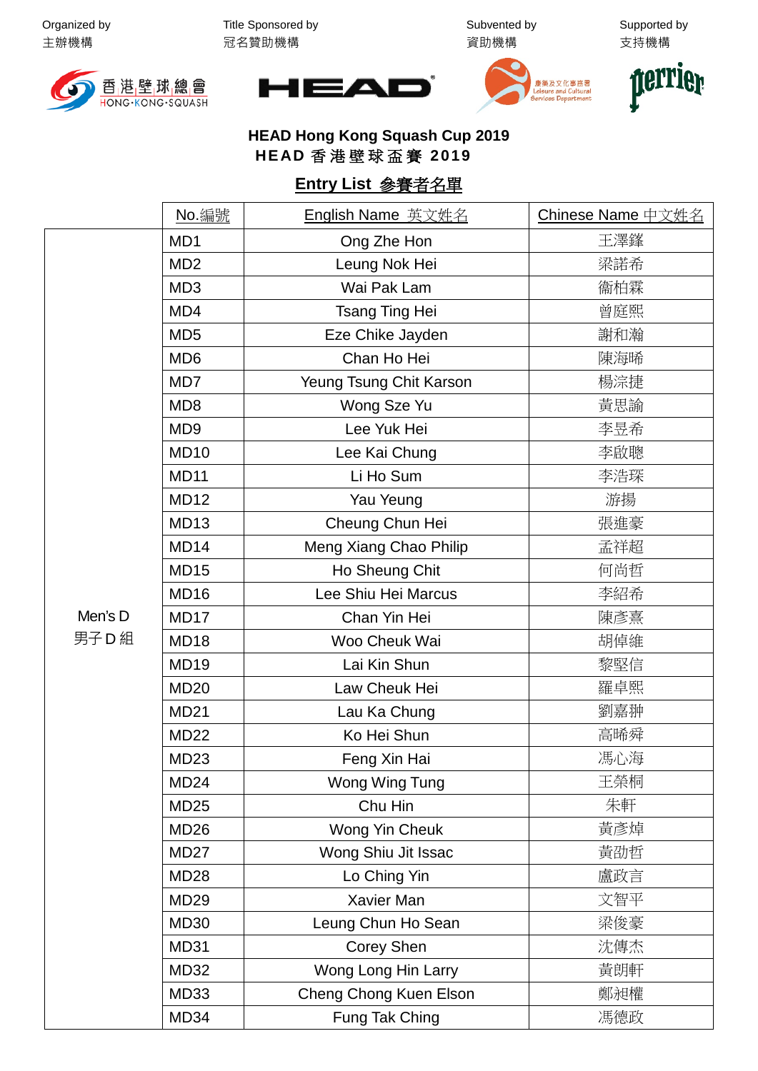Organized by 主辦機構 | Title Sponsored by 冠名贊助機構 | Subvented by 資助機構 | Supported by 支持機構

## HEAD Hong Kong Squash Cup 2019
## HEAD 香港壁球盃賽 2019

### Entry List 參賽者名單

| | No.編號 | English Name 英文姓名 | Chinese Name 中文姓名 |
|---|---|---|---|
| Men's D 男子 D 組 | MD1 | Ong Zhe Hon | 王澤鋒 |
| | MD2 | Leung Nok Hei | 梁諾希 |
| | MD3 | Wai Pak Lam | 衛柏霖 |
| | MD4 | Tsang Ting Hei | 曾庭熙 |
| | MD5 | Eze Chike Jayden | 謝和瀚 |
| | MD6 | Chan Ho Hei | 陳海晞 |
| | MD7 | Yeung Tsung Chit Karson | 楊淙捷 |
| | MD8 | Wong Sze Yu | 黃思諭 |
| | MD9 | Lee Yuk Hei | 李昱希 |
| | MD10 | Lee Kai Chung | 李啟聰 |
| | MD11 | Li Ho Sum | 李浩琛 |
| | MD12 | Yau Yeung | 游揚 |
| | MD13 | Cheung Chun Hei | 張進豪 |
| | MD14 | Meng Xiang Chao Philip | 孟祥超 |
| | MD15 | Ho Sheung Chit | 何尚哲 |
| | MD16 | Lee Shiu Hei Marcus | 李紹希 |
| | MD17 | Chan Yin Hei | 陳彥熹 |
| | MD18 | Woo Cheuk Wai | 胡倬維 |
| | MD19 | Lai Kin Shun | 黎堅信 |
| | MD20 | Law Cheuk Hei | 羅卓熙 |
| | MD21 | Lau Ka Chung | 劉嘉翀 |
| | MD22 | Ko Hei Shun | 高晞舜 |
| | MD23 | Feng Xin Hai | 馮心海 |
| | MD24 | Wong Wing Tung | 王榮桐 |
| | MD25 | Chu Hin | 朱軒 |
| | MD26 | Wong Yin Cheuk | 黃彥焯 |
| | MD27 | Wong Shiu Jit Issac | 黃劭哲 |
| | MD28 | Lo Ching Yin | 盧政言 |
| | MD29 | Xavier Man | 文智平 |
| | MD30 | Leung Chun Ho Sean | 梁俊豪 |
| | MD31 | Corey Shen | 沈傳杰 |
| | MD32 | Wong Long Hin Larry | 黃朗軒 |
| | MD33 | Cheng Chong Kuen Elson | 鄭昶權 |
| | MD34 | Fung Tak Ching | 馮德政 |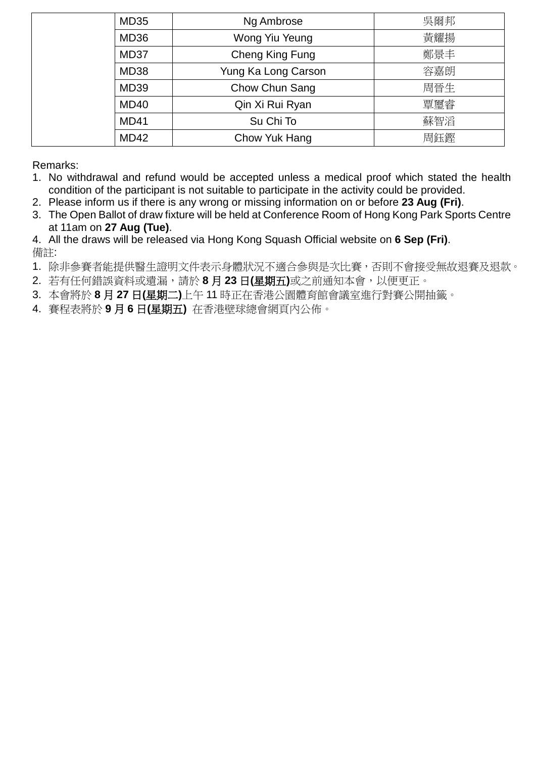| | | | |
|---|---|---|---|
| | MD35 | Ng Ambrose | 吳爾邦 |
| | MD36 | Wong Yiu Yeung | 黃耀揚 |
| | MD37 | Cheng King Fung | 鄭景丰 |
| | MD38 | Yung Ka Long Carson | 容嘉朗 |
| | MD39 | Chow Chun Sang | 周晉生 |
| | MD40 | Qin Xi Rui Ryan | 覃璽睿 |
| | MD41 | Su Chi To | 蘇智滔 |
| | MD42 | Chow Yuk Hang | 周鈺鏗 |

Remarks:

1. No withdrawal and refund would be accepted unless a medical proof which stated the health condition of the participant is not suitable to participate in the activity could be provided.
2. Please inform us if there is any wrong or missing information on or before **23 Aug (Fri)**.
3. The Open Ballot of draw fixture will be held at Conference Room of Hong Kong Park Sports Centre at 11am on **27 Aug (Tue)**.
4. All the draws will be released via Hong Kong Squash Official website on **6 Sep (Fri)**.

備註:

1. 除非參賽者能提供醫生證明文件表示身體狀況不適合參與是次比賽，否則不會接受無故退賽及退款。
2. 若有任何錯誤資料或遺漏，請於 **8 月 23 日(星期五)**或之前通知本會，以便更正。
3. 本會將於 **8 月 27 日(星期二)**上午 11 時正在香港公園體育館會議室進行對賽公開抽籤。
4. 賽程表將於 **9 月 6 日(星期五)** 在香港壁球總會網頁內公佈。